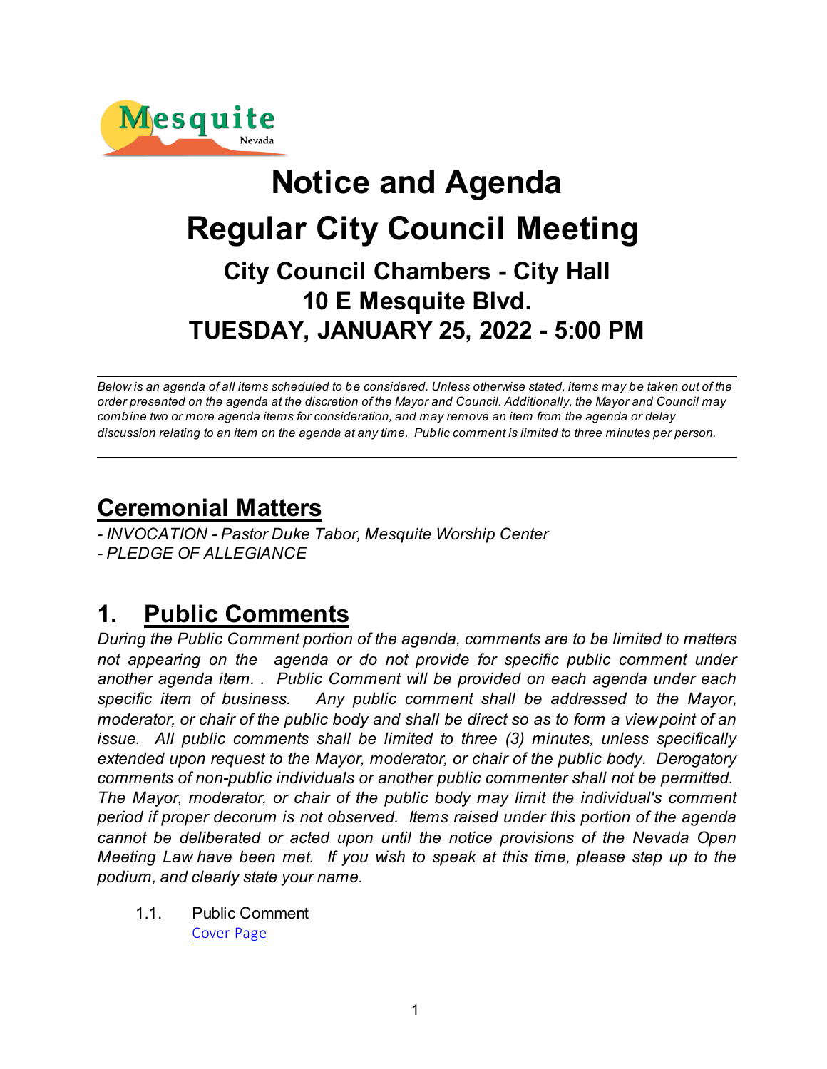Mesquite Nevada

# Notice and Agenda

# Regular City Council Meeting

## City Council Chambers - City Hall

## 10 E Mesquite Blvd.

## TUESDAY, JANUARY 25, 2022 - 5:00 PM

---

*Below is an agenda of all items scheduled to be considered. Unless otherwise stated, items may be taken out of the order presented on the agenda at the discretion of the Mayor and Council. Additionally, the Mayor and Council may combine two or more agenda items for consideration, and may remove an item from the agenda or delay discussion relating to an item on the agenda at any time. Public comment is limited to three minutes per person.*

---

## Ceremonial Matters

*- INVOCATION - Pastor Duke Tabor, Mesquite Worship Center*
*- PLEDGE OF ALLEGIANCE*

## 1. Public Comments

*During the Public Comment portion of the agenda, comments are to be limited to matters not appearing on the agenda or do not provide for specific public comment under another agenda item. . Public Comment will be provided on each agenda under each specific item of business. Any public comment shall be addressed to the Mayor, moderator, or chair of the public body and shall be direct so as to form a viewpoint of an issue. All public comments shall be limited to three (3) minutes, unless specifically extended upon request to the Mayor, moderator, or chair of the public body. Derogatory comments of non-public individuals or another public commenter shall not be permitted. The Mayor, moderator, or chair of the public body may limit the individual's comment period if proper decorum is not observed. Items raised under this portion of the agenda cannot be deliberated or acted upon until the notice provisions of the Nevada Open Meeting Law have been met. If you wish to speak at this time, please step up to the podium, and clearly state your name.*

1.1. Public Comment
Cover Page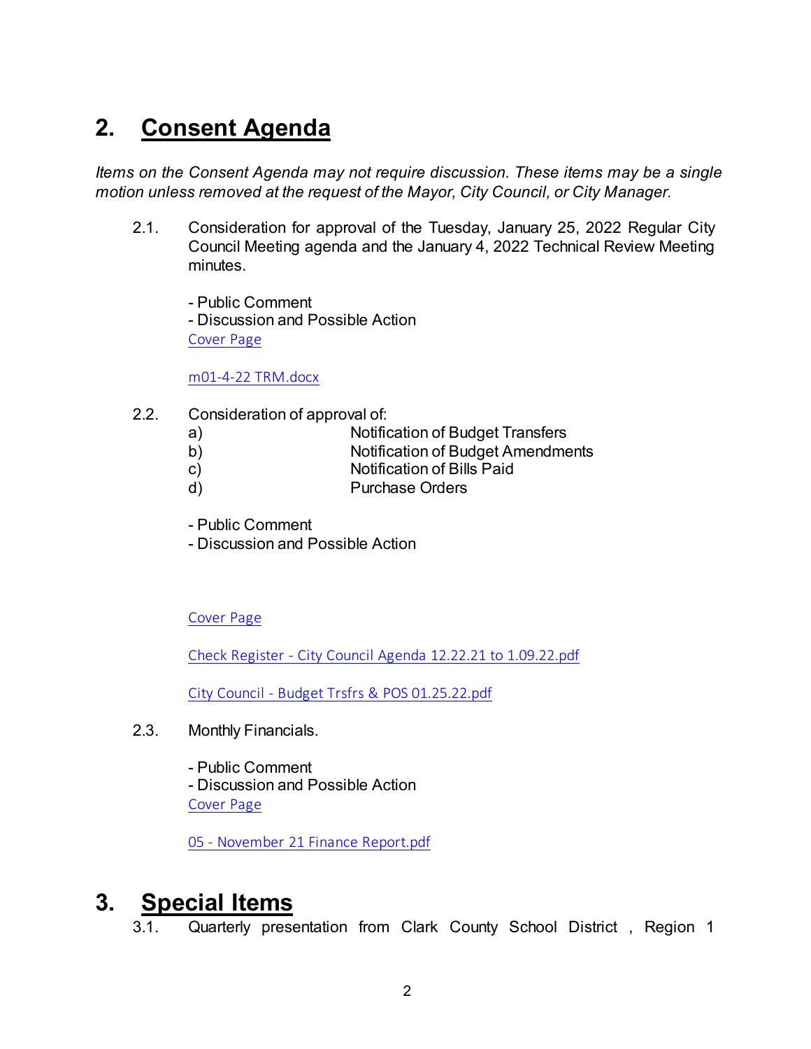## 2. Consent Agenda

*Items on the Consent Agenda may not require discussion. These items may be a single motion unless removed at the request of the Mayor, City Council, or City Manager.*

2.1. Consideration for approval of the Tuesday, January 25, 2022 Regular City Council Meeting agenda and the January 4, 2022 Technical Review Meeting minutes.

- Public Comment
- Discussion and Possible Action

Cover Page

m01-4-22 TRM.docx

2.2. Consideration of approval of:

a) Notification of Budget Transfers
b) Notification of Budget Amendments
c) Notification of Bills Paid
d) Purchase Orders

- Public Comment
- Discussion and Possible Action

Cover Page

Check Register - City Council Agenda 12.22.21 to 1.09.22.pdf

City Council - Budget Trsfrs & POS 01.25.22.pdf

2.3. Monthly Financials.

- Public Comment
- Discussion and Possible Action

Cover Page

05 - November 21 Finance Report.pdf

## 3. Special Items

3.1. Quarterly presentation from Clark County School District , Region 1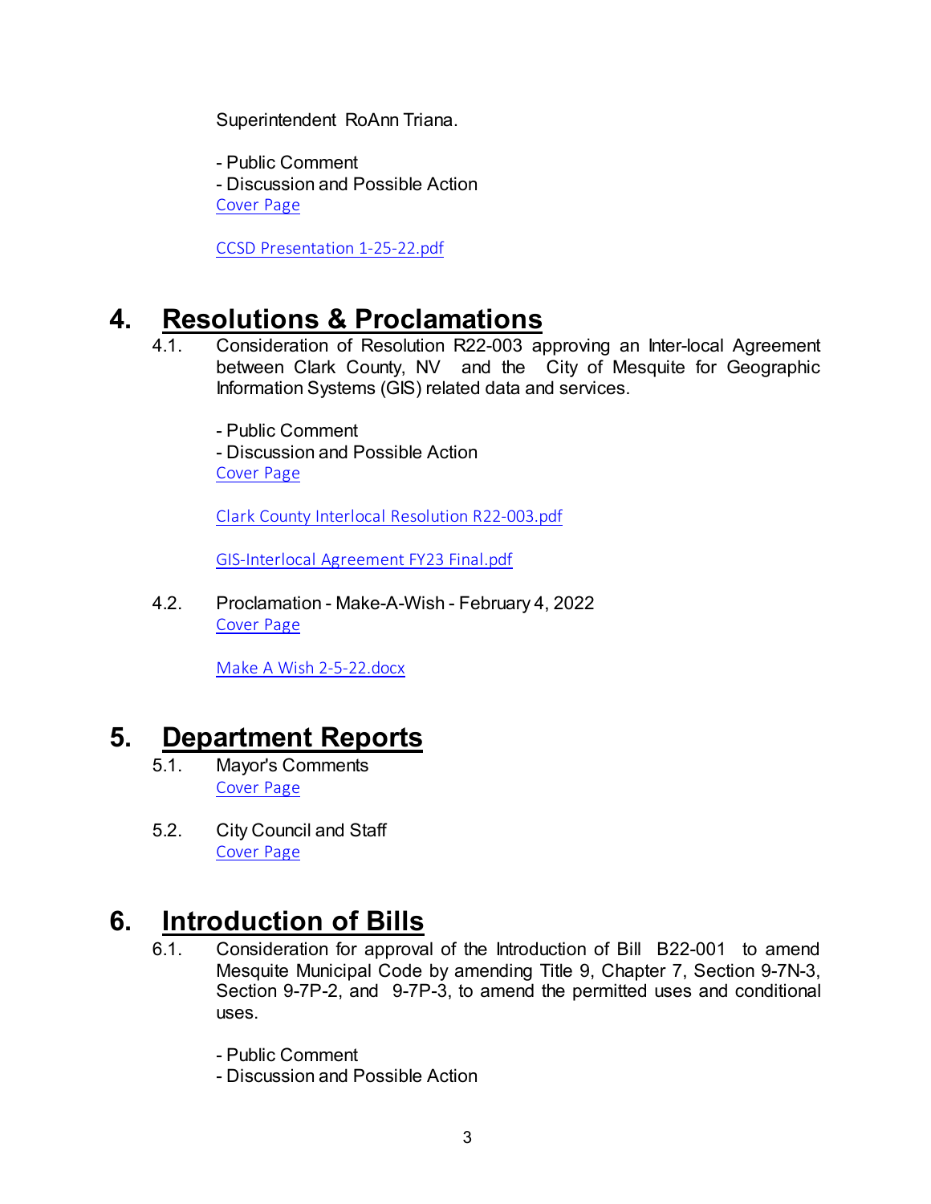Superintendent RoAnn Triana.

- Public Comment
- Discussion and Possible Action

Cover Page

CCSD Presentation 1-25-22.pdf

# 4. Resolutions & Proclamations

4.1. Consideration of Resolution R22-003 approving an Inter-local Agreement between Clark County, NV and the City of Mesquite for Geographic Information Systems (GIS) related data and services.

- Public Comment
- Discussion and Possible Action

Cover Page

Clark County Interlocal Resolution R22-003.pdf

GIS-Interlocal Agreement FY23 Final.pdf

4.2. Proclamation - Make-A-Wish - February 4, 2022

Cover Page

Make A Wish 2-5-22.docx

# 5. Department Reports

5.1. Mayor's Comments

Cover Page

5.2. City Council and Staff

Cover Page

# 6. Introduction of Bills

6.1. Consideration for approval of the Introduction of Bill B22-001 to amend Mesquite Municipal Code by amending Title 9, Chapter 7, Section 9-7N-3, Section 9-7P-2, and 9-7P-3, to amend the permitted uses and conditional uses.

- Public Comment
- Discussion and Possible Action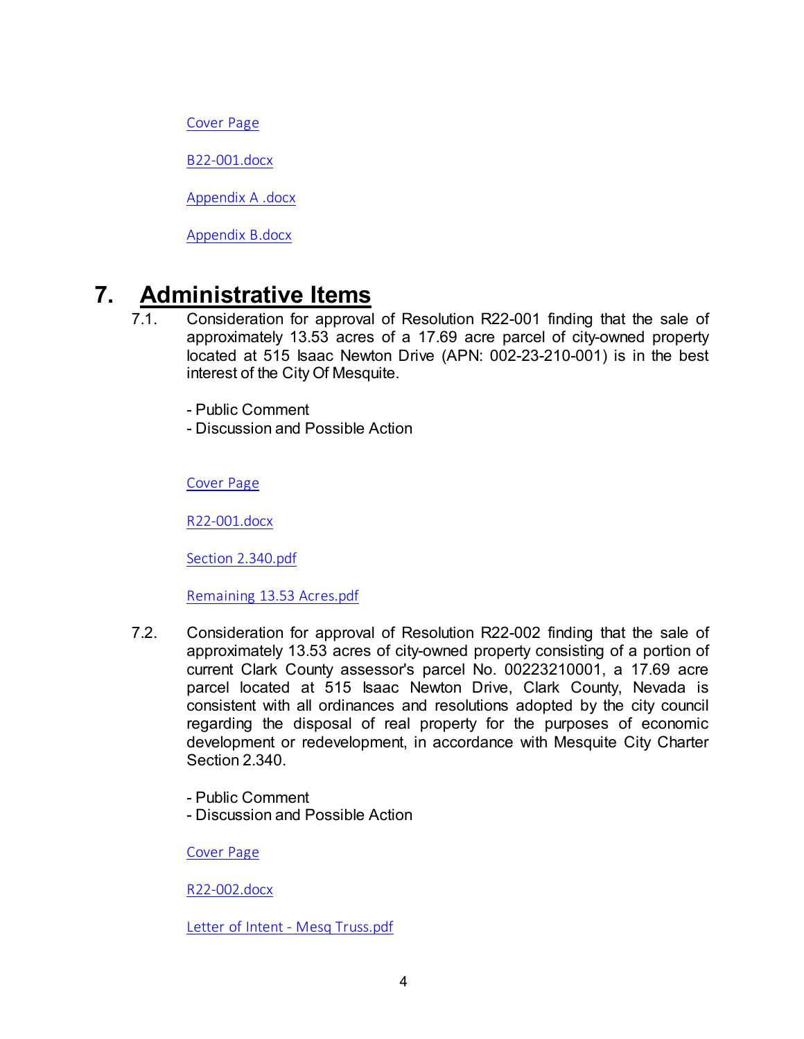Cover Page

B22-001.docx

Appendix A .docx

Appendix B.docx

# 7. Administrative Items

7.1. Consideration for approval of Resolution R22-001 finding that the sale of approximately 13.53 acres of a 17.69 acre parcel of city-owned property located at 515 Isaac Newton Drive (APN: 002-23-210-001) is in the best interest of the City Of Mesquite.

- Public Comment
- Discussion and Possible Action

Cover Page

R22-001.docx

Section 2.340.pdf

Remaining 13.53 Acres.pdf

7.2. Consideration for approval of Resolution R22-002 finding that the sale of approximately 13.53 acres of city-owned property consisting of a portion of current Clark County assessor's parcel No. 00223210001, a 17.69 acre parcel located at 515 Isaac Newton Drive, Clark County, Nevada is consistent with all ordinances and resolutions adopted by the city council regarding the disposal of real property for the purposes of economic development or redevelopment, in accordance with Mesquite City Charter Section 2.340.

- Public Comment
- Discussion and Possible Action

Cover Page

R22-002.docx

Letter of Intent - Mesq Truss.pdf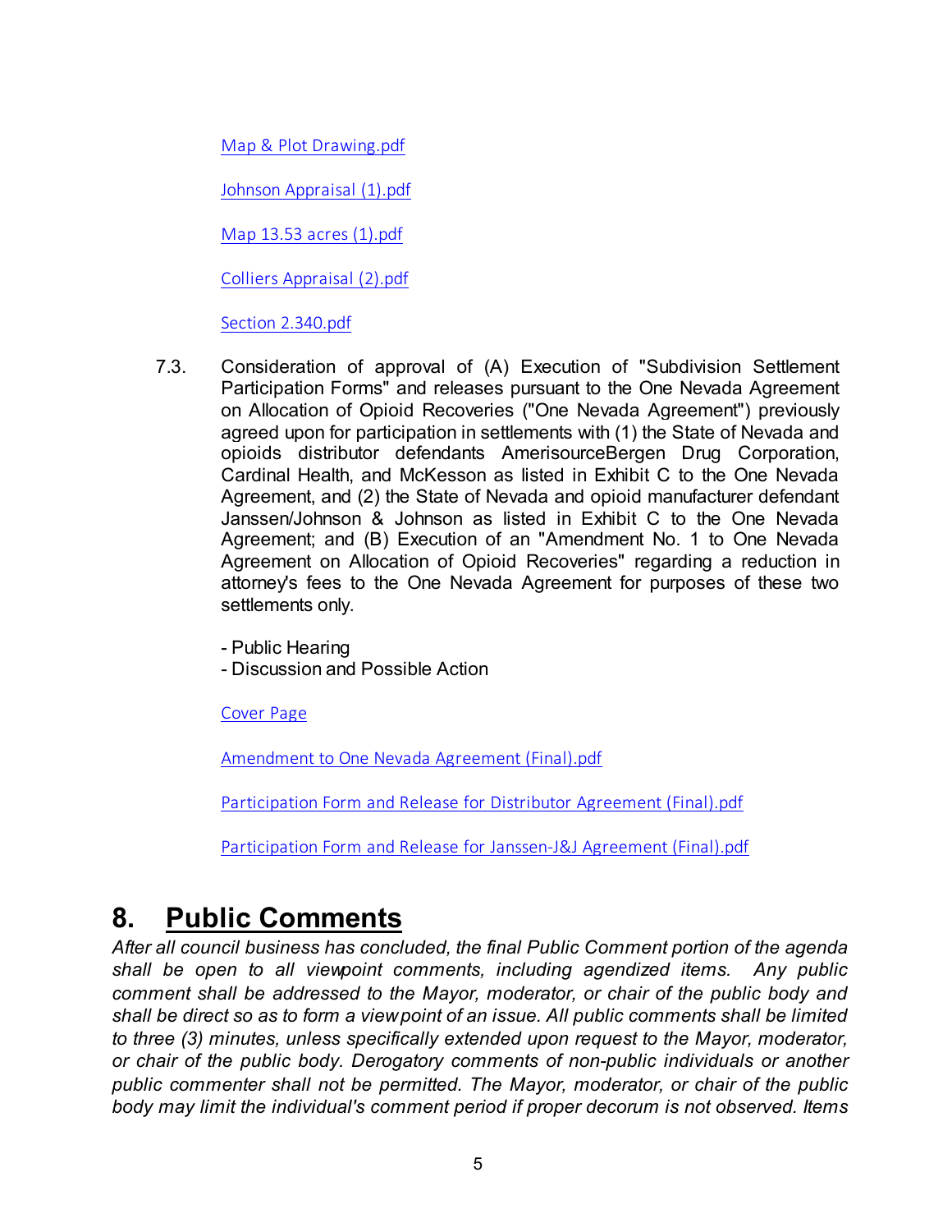Map & Plot Drawing.pdf

Johnson Appraisal (1).pdf

Map 13.53 acres (1).pdf

Colliers Appraisal (2).pdf

Section 2.340.pdf

7.3. Consideration of approval of (A) Execution of "Subdivision Settlement Participation Forms" and releases pursuant to the One Nevada Agreement on Allocation of Opioid Recoveries ("One Nevada Agreement") previously agreed upon for participation in settlements with (1) the State of Nevada and opioids distributor defendants AmerisourceBergen Drug Corporation, Cardinal Health, and McKesson as listed in Exhibit C to the One Nevada Agreement, and (2) the State of Nevada and opioid manufacturer defendant Janssen/Johnson & Johnson as listed in Exhibit C to the One Nevada Agreement; and (B) Execution of an "Amendment No. 1 to One Nevada Agreement on Allocation of Opioid Recoveries" regarding a reduction in attorney's fees to the One Nevada Agreement for purposes of these two settlements only.

- Public Hearing
- Discussion and Possible Action

Cover Page

Amendment to One Nevada Agreement (Final).pdf

Participation Form and Release for Distributor Agreement (Final).pdf

Participation Form and Release for Janssen-J&J Agreement (Final).pdf

# 8. Public Comments

*After all council business has concluded, the final Public Comment portion of the agenda shall be open to all viewpoint comments, including agendized items. Any public comment shall be addressed to the Mayor, moderator, or chair of the public body and shall be direct so as to form a viewpoint of an issue. All public comments shall be limited to three (3) minutes, unless specifically extended upon request to the Mayor, moderator, or chair of the public body. Derogatory comments of non-public individuals or another public commenter shall not be permitted. The Mayor, moderator, or chair of the public body may limit the individual's comment period if proper decorum is not observed. Items*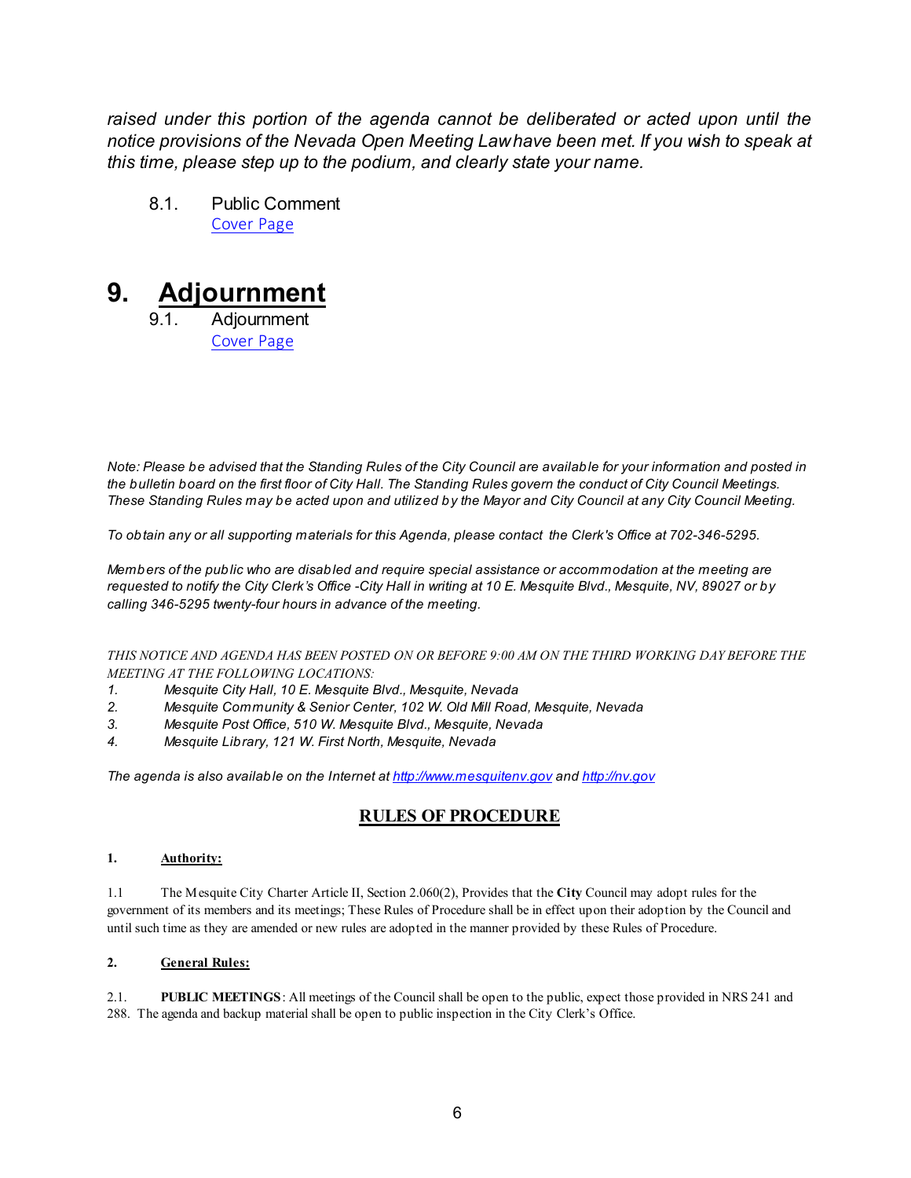*raised under this portion of the agenda cannot be deliberated or acted upon until the notice provisions of the Nevada Open Meeting Law have been met. If you wish to speak at this time, please step up to the podium, and clearly state your name.*

8.1. Public Comment
[Cover Page]

# 9. Adjournment

9.1. Adjournment
[Cover Page]

*Note: Please be advised that the Standing Rules of the City Council are available for your information and posted in the bulletin board on the first floor of City Hall. The Standing Rules govern the conduct of City Council Meetings. These Standing Rules may be acted upon and utilized by the Mayor and City Council at any City Council Meeting.*

*To obtain any or all supporting materials for this Agenda, please contact the Clerk's Office at 702-346-5295.*

*Members of the public who are disabled and require special assistance or accommodation at the meeting are requested to notify the City Clerk's Office -City Hall in writing at 10 E. Mesquite Blvd., Mesquite, NV, 89027 or by calling 346-5295 twenty-four hours in advance of the meeting.*

*THIS NOTICE AND AGENDA HAS BEEN POSTED ON OR BEFORE 9:00 AM ON THE THIRD WORKING DAY BEFORE THE MEETING AT THE FOLLOWING LOCATIONS:*

1. *Mesquite City Hall, 10 E. Mesquite Blvd., Mesquite, Nevada*
2. *Mesquite Community & Senior Center, 102 W. Old Mill Road, Mesquite, Nevada*
3. *Mesquite Post Office, 510 W. Mesquite Blvd., Mesquite, Nevada*
4. *Mesquite Library, 121 W. First North, Mesquite, Nevada*

*The agenda is also available on the Internet at http://www.mesquitenv.gov and http://nv.gov*

## RULES OF PROCEDURE

**1. Authority:**

1.1 The Mesquite City Charter Article II, Section 2.060(2), Provides that the **City** Council may adopt rules for the government of its members and its meetings; These Rules of Procedure shall be in effect upon their adoption by the Council and until such time as they are amended or new rules are adopted in the manner provided by these Rules of Procedure.

**2. General Rules:**

2.1. **PUBLIC MEETINGS**: All meetings of the Council shall be open to the public, expect those provided in NRS 241 and 288. The agenda and backup material shall be open to public inspection in the City Clerk's Office.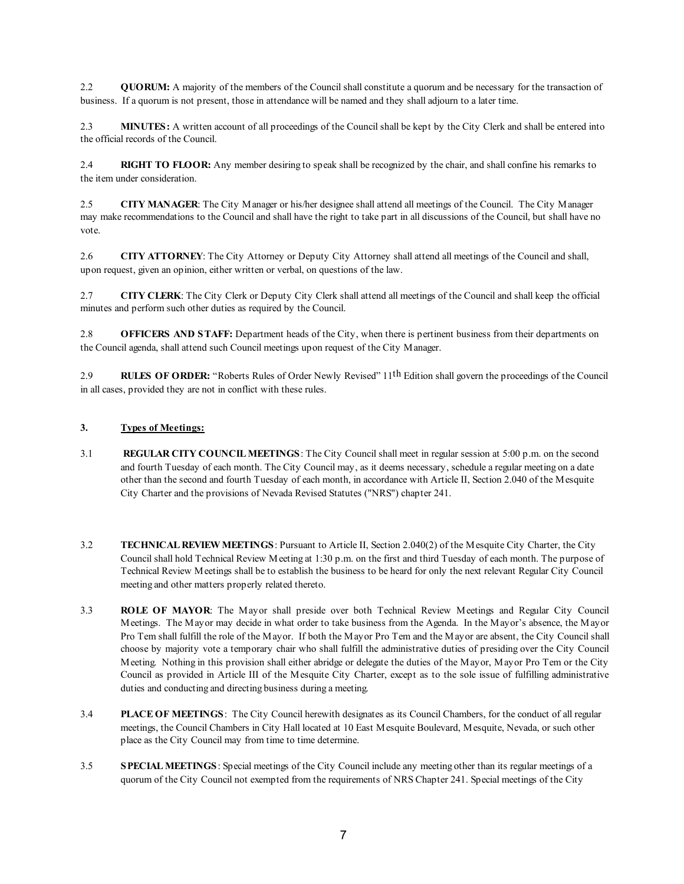2.2 **QUORUM:** A majority of the members of the Council shall constitute a quorum and be necessary for the transaction of business. If a quorum is not present, those in attendance will be named and they shall adjourn to a later time.

2.3 **MINUTES:** A written account of all proceedings of the Council shall be kept by the City Clerk and shall be entered into the official records of the Council.

2.4 **RIGHT TO FLOOR:** Any member desiring to speak shall be recognized by the chair, and shall confine his remarks to the item under consideration.

2.5 **CITY MANAGER**: The City Manager or his/her designee shall attend all meetings of the Council. The City Manager may make recommendations to the Council and shall have the right to take part in all discussions of the Council, but shall have no vote.

2.6 **CITY ATTORNEY**: The City Attorney or Deputy City Attorney shall attend all meetings of the Council and shall, upon request, given an opinion, either written or verbal, on questions of the law.

2.7 **CITY CLERK**: The City Clerk or Deputy City Clerk shall attend all meetings of the Council and shall keep the official minutes and perform such other duties as required by the Council.

2.8 **OFFICERS AND STAFF:** Department heads of the City, when there is pertinent business from their departments on the Council agenda, shall attend such Council meetings upon request of the City Manager.

2.9 **RULES OF ORDER:** "Roberts Rules of Order Newly Revised" 11th Edition shall govern the proceedings of the Council in all cases, provided they are not in conflict with these rules.

**3. <u>Types of Meetings:</u>**

3.1 **REGULAR CITY COUNCIL MEETINGS**: The City Council shall meet in regular session at 5:00 p.m. on the second and fourth Tuesday of each month. The City Council may, as it deems necessary, schedule a regular meeting on a date other than the second and fourth Tuesday of each month, in accordance with Article II, Section 2.040 of the Mesquite City Charter and the provisions of Nevada Revised Statutes ("NRS") chapter 241.

3.2 **TECHNICAL REVIEW MEETINGS**: Pursuant to Article II, Section 2.040(2) of the Mesquite City Charter, the City Council shall hold Technical Review Meeting at 1:30 p.m. on the first and third Tuesday of each month. The purpose of Technical Review Meetings shall be to establish the business to be heard for only the next relevant Regular City Council meeting and other matters properly related thereto.

3.3 **ROLE OF MAYOR**: The Mayor shall preside over both Technical Review Meetings and Regular City Council Meetings. The Mayor may decide in what order to take business from the Agenda. In the Mayor's absence, the Mayor Pro Tem shall fulfill the role of the Mayor. If both the Mayor Pro Tem and the Mayor are absent, the City Council shall choose by majority vote a temporary chair who shall fulfill the administrative duties of presiding over the City Council Meeting. Nothing in this provision shall either abridge or delegate the duties of the Mayor, Mayor Pro Tem or the City Council as provided in Article III of the Mesquite City Charter, except as to the sole issue of fulfilling administrative duties and conducting and directing business during a meeting.

3.4 **PLACE OF MEETINGS**: The City Council herewith designates as its Council Chambers, for the conduct of all regular meetings, the Council Chambers in City Hall located at 10 East Mesquite Boulevard, Mesquite, Nevada, or such other place as the City Council may from time to time determine.

3.5 **SPECIAL MEETINGS**: Special meetings of the City Council include any meeting other than its regular meetings of a quorum of the City Council not exempted from the requirements of NRS Chapter 241. Special meetings of the City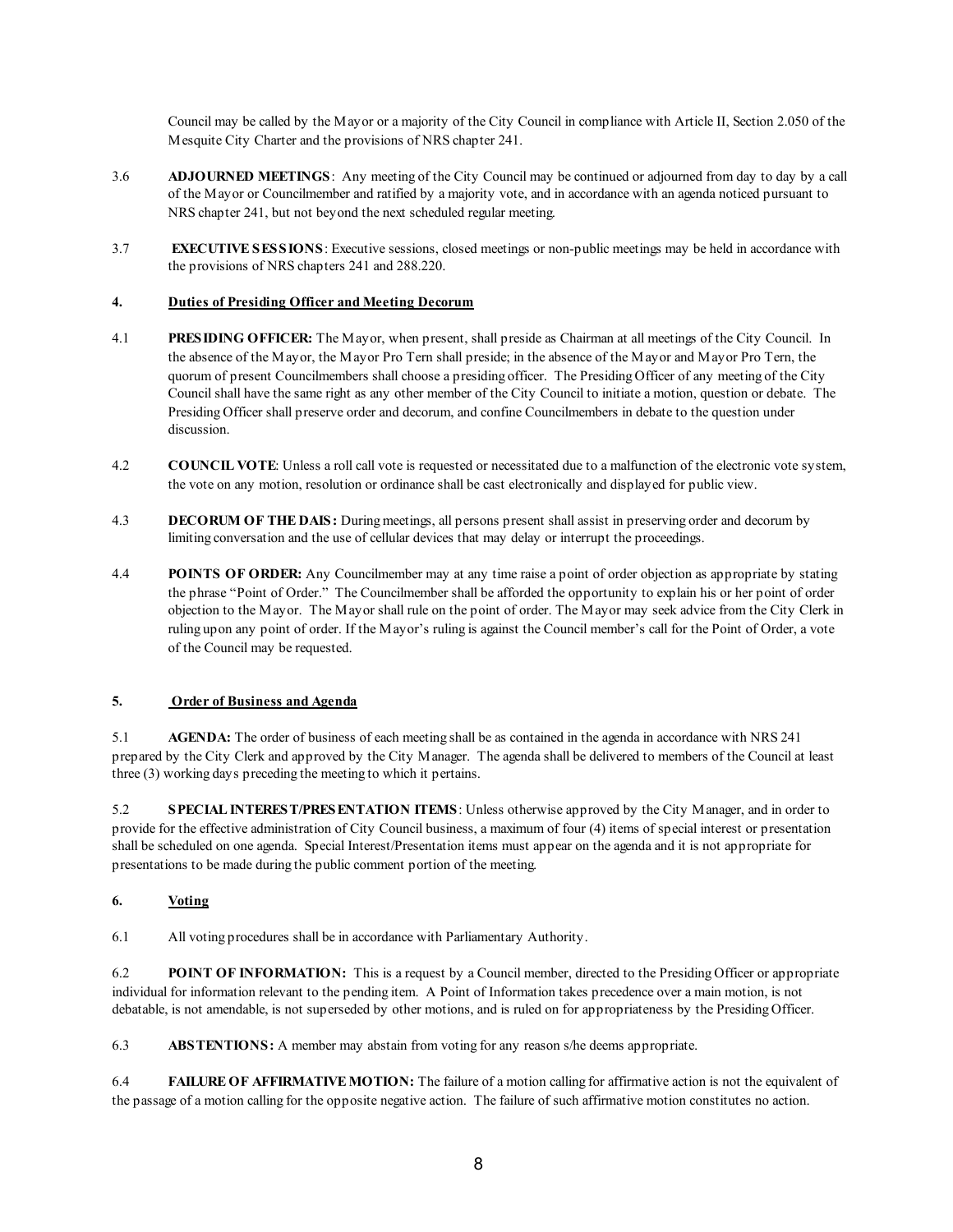Council may be called by the Mayor or a majority of the City Council in compliance with Article II, Section 2.050 of the Mesquite City Charter and the provisions of NRS chapter 241.

3.6 **ADJOURNED MEETINGS**: Any meeting of the City Council may be continued or adjourned from day to day by a call of the Mayor or Councilmember and ratified by a majority vote, and in accordance with an agenda noticed pursuant to NRS chapter 241, but not beyond the next scheduled regular meeting.

3.7 **EXECUTIVE SESSIONS**: Executive sessions, closed meetings or non-public meetings may be held in accordance with the provisions of NRS chapters 241 and 288.220.

## 4. Duties of Presiding Officer and Meeting Decorum

4.1 **PRESIDING OFFICER:** The Mayor, when present, shall preside as Chairman at all meetings of the City Council. In the absence of the Mayor, the Mayor Pro Tern shall preside; in the absence of the Mayor and Mayor Pro Tern, the quorum of present Councilmembers shall choose a presiding officer. The Presiding Officer of any meeting of the City Council shall have the same right as any other member of the City Council to initiate a motion, question or debate. The Presiding Officer shall preserve order and decorum, and confine Councilmembers in debate to the question under discussion.

4.2 **COUNCIL VOTE**: Unless a roll call vote is requested or necessitated due to a malfunction of the electronic vote system, the vote on any motion, resolution or ordinance shall be cast electronically and displayed for public view.

4.3 **DECORUM OF THE DAIS:** During meetings, all persons present shall assist in preserving order and decorum by limiting conversation and the use of cellular devices that may delay or interrupt the proceedings.

4.4 **POINTS OF ORDER:** Any Councilmember may at any time raise a point of order objection as appropriate by stating the phrase "Point of Order." The Councilmember shall be afforded the opportunity to explain his or her point of order objection to the Mayor. The Mayor shall rule on the point of order. The Mayor may seek advice from the City Clerk in ruling upon any point of order. If the Mayor's ruling is against the Council member's call for the Point of Order, a vote of the Council may be requested.

## 5. Order of Business and Agenda

5.1 **AGENDA:** The order of business of each meeting shall be as contained in the agenda in accordance with NRS 241 prepared by the City Clerk and approved by the City Manager. The agenda shall be delivered to members of the Council at least three (3) working days preceding the meeting to which it pertains.

5.2 **SPECIAL INTEREST/PRESENTATION ITEMS**: Unless otherwise approved by the City Manager, and in order to provide for the effective administration of City Council business, a maximum of four (4) items of special interest or presentation shall be scheduled on one agenda. Special Interest/Presentation items must appear on the agenda and it is not appropriate for presentations to be made during the public comment portion of the meeting.

## 6. Voting

6.1 All voting procedures shall be in accordance with Parliamentary Authority.

6.2 **POINT OF INFORMATION:** This is a request by a Council member, directed to the Presiding Officer or appropriate individual for information relevant to the pending item. A Point of Information takes precedence over a main motion, is not debatable, is not amendable, is not superseded by other motions, and is ruled on for appropriateness by the Presiding Officer.

6.3 **ABSTENTIONS:** A member may abstain from voting for any reason s/he deems appropriate.

6.4 **FAILURE OF AFFIRMATIVE MOTION:** The failure of a motion calling for affirmative action is not the equivalent of the passage of a motion calling for the opposite negative action. The failure of such affirmative motion constitutes no action.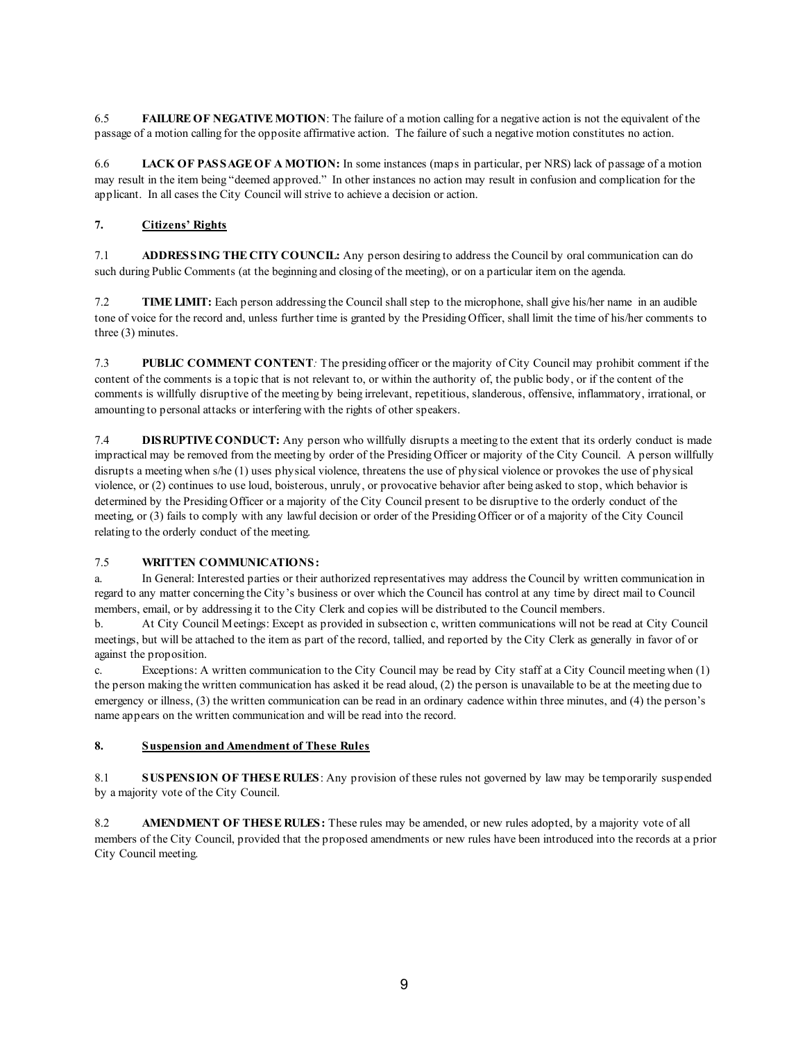6.5 **FAILURE OF NEGATIVE MOTION**: The failure of a motion calling for a negative action is not the equivalent of the passage of a motion calling for the opposite affirmative action. The failure of such a negative motion constitutes no action.

6.6 **LACK OF PASSAGE OF A MOTION:** In some instances (maps in particular, per NRS) lack of passage of a motion may result in the item being "deemed approved." In other instances no action may result in confusion and complication for the applicant. In all cases the City Council will strive to achieve a decision or action.

## 7. Citizens' Rights

7.1 **ADDRESSING THE CITY COUNCIL:** Any person desiring to address the Council by oral communication can do such during Public Comments (at the beginning and closing of the meeting), or on a particular item on the agenda.

7.2 **TIME LIMIT:** Each person addressing the Council shall step to the microphone, shall give his/her name in an audible tone of voice for the record and, unless further time is granted by the Presiding Officer, shall limit the time of his/her comments to three (3) minutes.

7.3 **PUBLIC COMMENT CONTENT**: The presiding officer or the majority of City Council may prohibit comment if the content of the comments is a topic that is not relevant to, or within the authority of, the public body, or if the content of the comments is willfully disruptive of the meeting by being irrelevant, repetitious, slanderous, offensive, inflammatory, irrational, or amounting to personal attacks or interfering with the rights of other speakers.

7.4 **DISRUPTIVE CONDUCT:** Any person who willfully disrupts a meeting to the extent that its orderly conduct is made impractical may be removed from the meeting by order of the Presiding Officer or majority of the City Council. A person willfully disrupts a meeting when s/he (1) uses physical violence, threatens the use of physical violence or provokes the use of physical violence, or (2) continues to use loud, boisterous, unruly, or provocative behavior after being asked to stop, which behavior is determined by the Presiding Officer or a majority of the City Council present to be disruptive to the orderly conduct of the meeting, or (3) fails to comply with any lawful decision or order of the Presiding Officer or of a majority of the City Council relating to the orderly conduct of the meeting.

7.5 **WRITTEN COMMUNICATIONS:**

a. In General: Interested parties or their authorized representatives may address the Council by written communication in regard to any matter concerning the City's business or over which the Council has control at any time by direct mail to Council members, email, or by addressing it to the City Clerk and copies will be distributed to the Council members.

b. At City Council Meetings: Except as provided in subsection c, written communications will not be read at City Council meetings, but will be attached to the item as part of the record, tallied, and reported by the City Clerk as generally in favor of or against the proposition.

c. Exceptions: A written communication to the City Council may be read by City staff at a City Council meeting when (1) the person making the written communication has asked it be read aloud, (2) the person is unavailable to be at the meeting due to emergency or illness, (3) the written communication can be read in an ordinary cadence within three minutes, and (4) the person's name appears on the written communication and will be read into the record.

## 8. Suspension and Amendment of These Rules

8.1 **SUSPENSION OF THESE RULES**: Any provision of these rules not governed by law may be temporarily suspended by a majority vote of the City Council.

8.2 **AMENDMENT OF THESE RULES:** These rules may be amended, or new rules adopted, by a majority vote of all members of the City Council, provided that the proposed amendments or new rules have been introduced into the records at a prior City Council meeting.